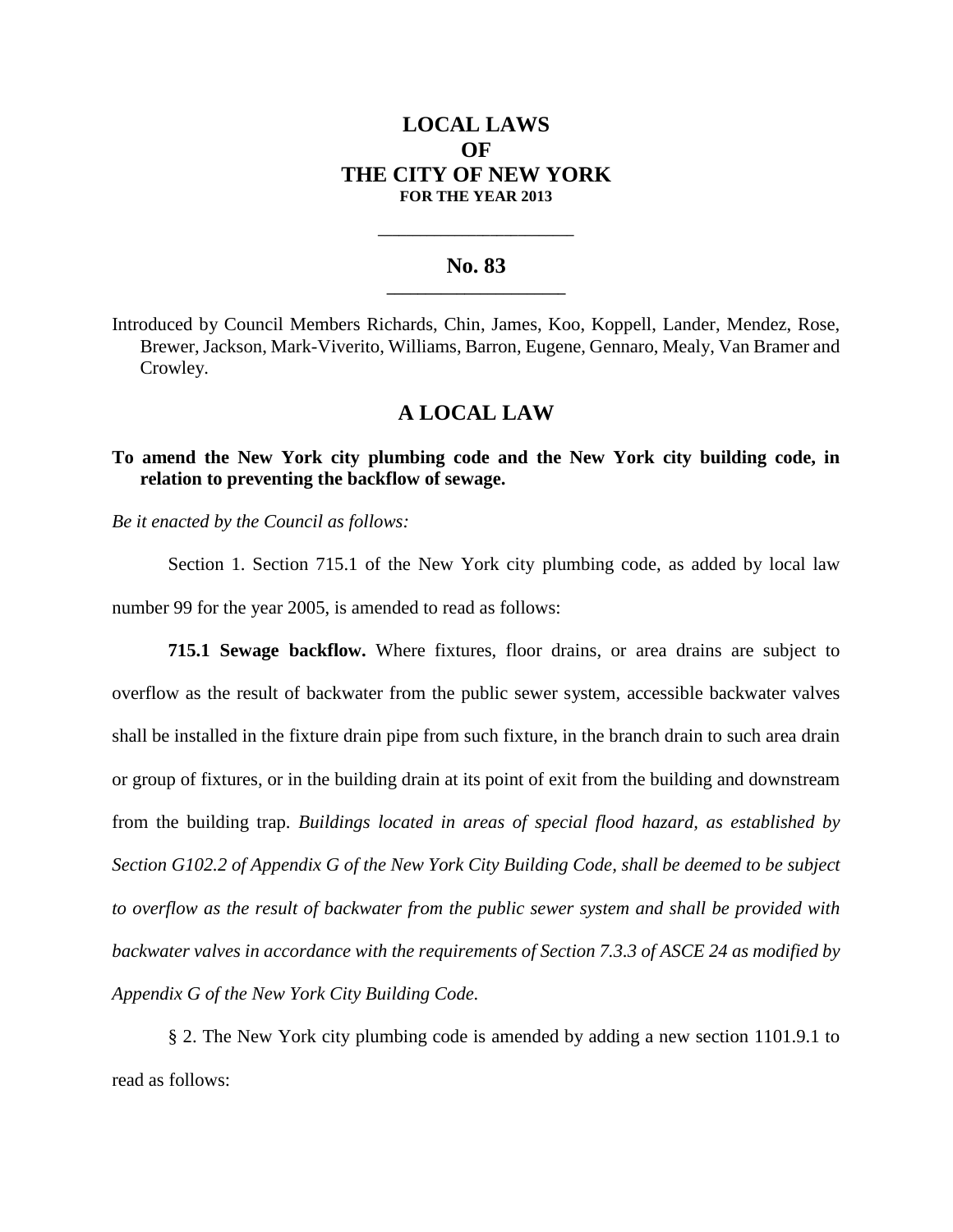# LOCAL LAWS
# OF
# THE CITY OF NEW YORK
**FOR THE YEAR 2013**

---

## No. 83

---

Introduced by Council Members Richards, Chin, James, Koo, Koppell, Lander, Mendez, Rose, Brewer, Jackson, Mark-Viverito, Williams, Barron, Eugene, Gennaro, Mealy, Van Bramer and Crowley.

## A LOCAL LAW

**To amend the New York city plumbing code and the New York city building code, in relation to preventing the backflow of sewage.**

*Be it enacted by the Council as follows:*

Section 1. Section 715.1 of the New York city plumbing code, as added by local law number 99 for the year 2005, is amended to read as follows:

**715.1 Sewage backflow.** Where fixtures, floor drains, or area drains are subject to overflow as the result of backwater from the public sewer system, accessible backwater valves shall be installed in the fixture drain pipe from such fixture, in the branch drain to such area drain or group of fixtures, or in the building drain at its point of exit from the building and downstream from the building trap. *Buildings located in areas of special flood hazard, as established by Section G102.2 of Appendix G of the New York City Building Code, shall be deemed to be subject to overflow as the result of backwater from the public sewer system and shall be provided with backwater valves in accordance with the requirements of Section 7.3.3 of ASCE 24 as modified by Appendix G of the New York City Building Code.*

§ 2. The New York city plumbing code is amended by adding a new section 1101.9.1 to read as follows: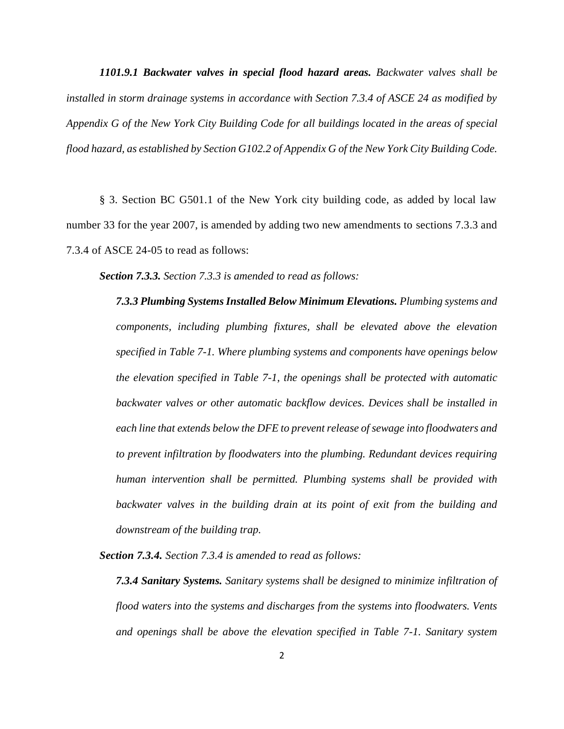***1101.9.1 Backwater valves in special flood hazard areas.*** *Backwater valves shall be installed in storm drainage systems in accordance with Section 7.3.4 of ASCE 24 as modified by Appendix G of the New York City Building Code for all buildings located in the areas of special flood hazard, as established by Section G102.2 of Appendix G of the New York City Building Code.*

§ 3. Section BC G501.1 of the New York city building code, as added by local law number 33 for the year 2007, is amended by adding two new amendments to sections 7.3.3 and 7.3.4 of ASCE 24-05 to read as follows:

***Section 7.3.3.*** *Section 7.3.3 is amended to read as follows:*

> ***7.3.3 Plumbing Systems Installed Below Minimum Elevations.*** *Plumbing systems and components, including plumbing fixtures, shall be elevated above the elevation specified in Table 7-1. Where plumbing systems and components have openings below the elevation specified in Table 7-1, the openings shall be protected with automatic backwater valves or other automatic backflow devices. Devices shall be installed in each line that extends below the DFE to prevent release of sewage into floodwaters and to prevent infiltration by floodwaters into the plumbing. Redundant devices requiring human intervention shall be permitted. Plumbing systems shall be provided with backwater valves in the building drain at its point of exit from the building and downstream of the building trap.*

***Section 7.3.4.*** *Section 7.3.4 is amended to read as follows:*

> ***7.3.4 Sanitary Systems.*** *Sanitary systems shall be designed to minimize infiltration of flood waters into the systems and discharges from the systems into floodwaters. Vents and openings shall be above the elevation specified in Table 7-1. Sanitary system*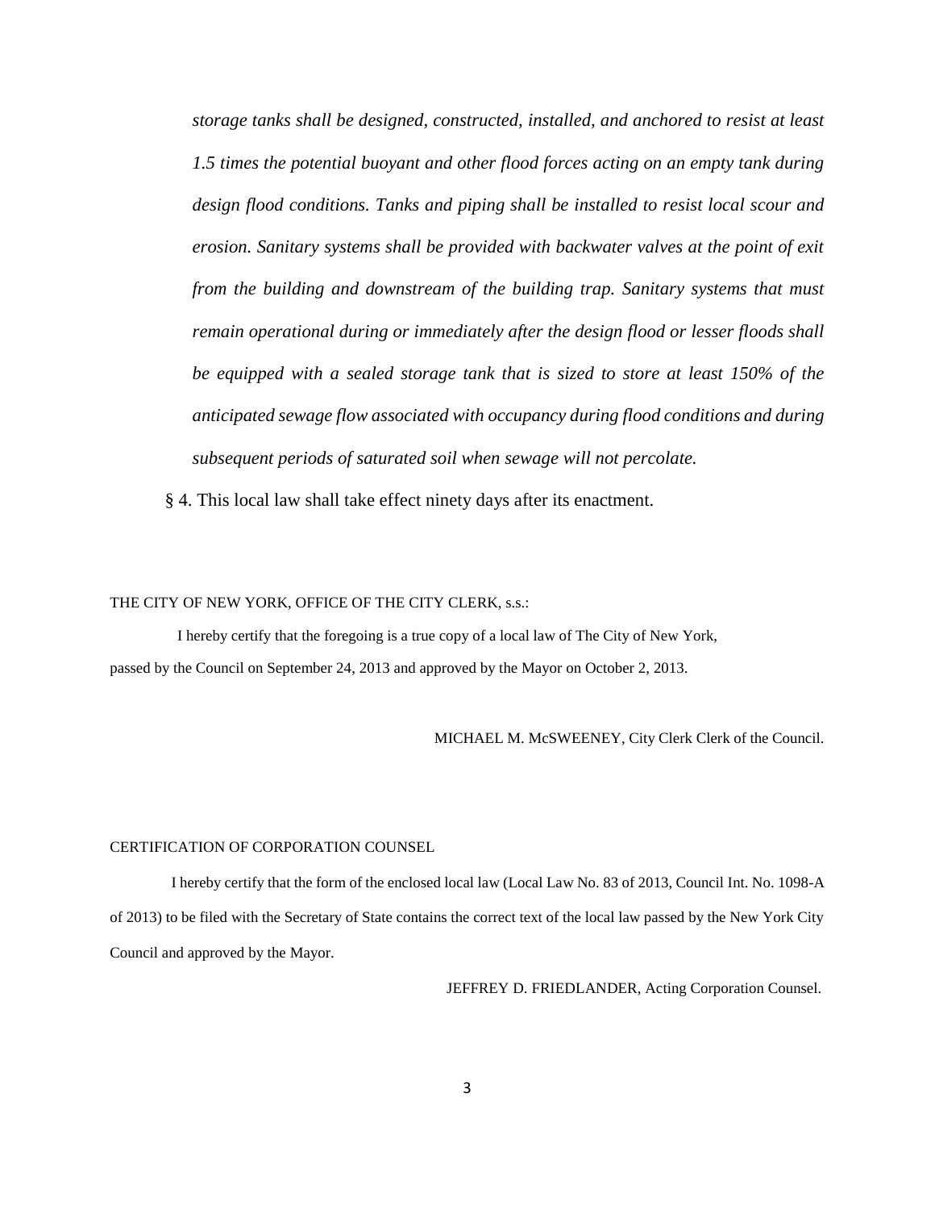*storage tanks shall be designed, constructed, installed, and anchored to resist at least 1.5 times the potential buoyant and other flood forces acting on an empty tank during design flood conditions. Tanks and piping shall be installed to resist local scour and erosion. Sanitary systems shall be provided with backwater valves at the point of exit from the building and downstream of the building trap. Sanitary systems that must remain operational during or immediately after the design flood or lesser floods shall be equipped with a sealed storage tank that is sized to store at least 150% of the anticipated sewage flow associated with occupancy during flood conditions and during subsequent periods of saturated soil when sewage will not percolate.*

§ 4. This local law shall take effect ninety days after its enactment.

THE CITY OF NEW YORK, OFFICE OF THE CITY CLERK, s.s.:

I hereby certify that the foregoing is a true copy of a local law of The City of New York, passed by the Council on September 24, 2013 and approved by the Mayor on October 2, 2013.

MICHAEL M. McSWEENEY, City Clerk Clerk of the Council.

CERTIFICATION OF CORPORATION COUNSEL

I hereby certify that the form of the enclosed local law (Local Law No. 83 of 2013, Council Int. No. 1098-A of 2013) to be filed with the Secretary of State contains the correct text of the local law passed by the New York City Council and approved by the Mayor.

JEFFREY D. FRIEDLANDER, Acting Corporation Counsel.